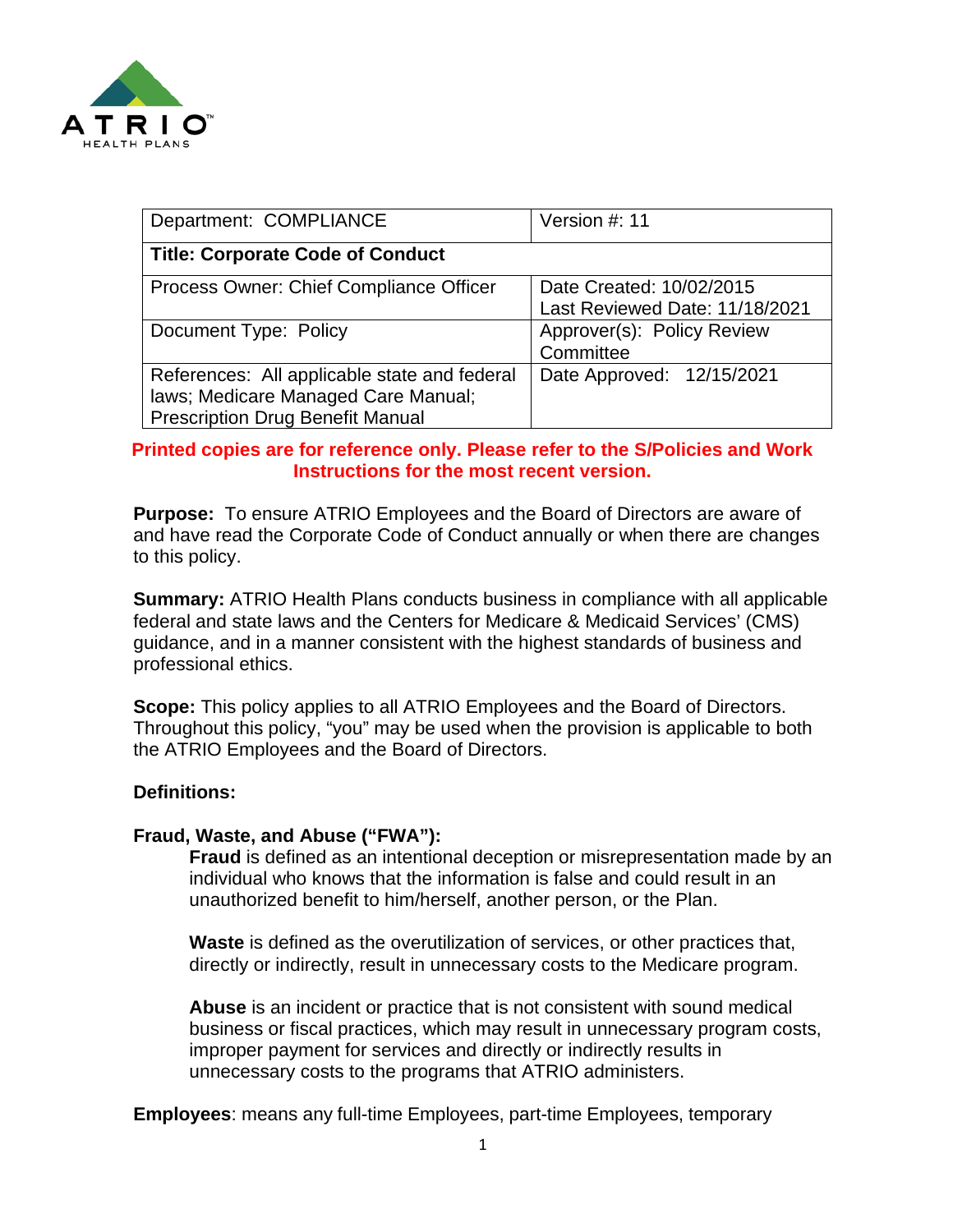| Department: COMPLIANCE | Version #: 11 |
|---|---|
| **Title: Corporate Code of Conduct** | |
| Process Owner: Chief Compliance Officer | Date Created: 10/02/2015<br>Last Reviewed Date: 11/18/2021 |
| Document Type: Policy | Approver(s): Policy Review Committee |
| References: All applicable state and federal laws; Medicare Managed Care Manual; Prescription Drug Benefit Manual | Date Approved: 12/15/2021 |

**Printed copies are for reference only. Please refer to the S/Policies and Work Instructions for the most recent version.**

**Purpose:** To ensure ATRIO Employees and the Board of Directors are aware of and have read the Corporate Code of Conduct annually or when there are changes to this policy.

**Summary:** ATRIO Health Plans conducts business in compliance with all applicable federal and state laws and the Centers for Medicare & Medicaid Services' (CMS) guidance, and in a manner consistent with the highest standards of business and professional ethics.

**Scope:** This policy applies to all ATRIO Employees and the Board of Directors. Throughout this policy, "you" may be used when the provision is applicable to both the ATRIO Employees and the Board of Directors.

**Definitions:**

**Fraud, Waste, and Abuse ("FWA"):**

**Fraud** is defined as an intentional deception or misrepresentation made by an individual who knows that the information is false and could result in an unauthorized benefit to him/herself, another person, or the Plan.

**Waste** is defined as the overutilization of services, or other practices that, directly or indirectly, result in unnecessary costs to the Medicare program.

**Abuse** is an incident or practice that is not consistent with sound medical business or fiscal practices, which may result in unnecessary program costs, improper payment for services and directly or indirectly results in unnecessary costs to the programs that ATRIO administers.

**Employees**: means any full-time Employees, part-time Employees, temporary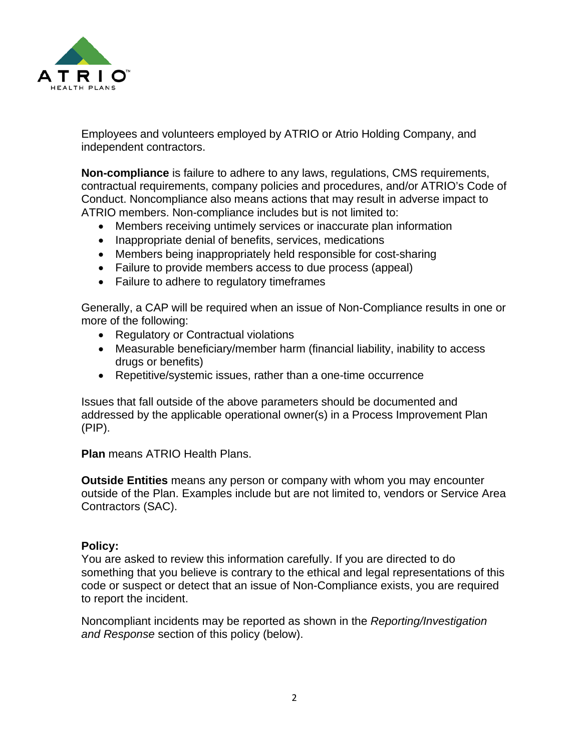Employees and volunteers employed by ATRIO or Atrio Holding Company, and independent contractors.

**Non-compliance** is failure to adhere to any laws, regulations, CMS requirements, contractual requirements, company policies and procedures, and/or ATRIO's Code of Conduct. Noncompliance also means actions that may result in adverse impact to ATRIO members. Non-compliance includes but is not limited to:

- Members receiving untimely services or inaccurate plan information
- Inappropriate denial of benefits, services, medications
- Members being inappropriately held responsible for cost-sharing
- Failure to provide members access to due process (appeal)
- Failure to adhere to regulatory timeframes

Generally, a CAP will be required when an issue of Non-Compliance results in one or more of the following:

- Regulatory or Contractual violations
- Measurable beneficiary/member harm (financial liability, inability to access drugs or benefits)
- Repetitive/systemic issues, rather than a one-time occurrence

Issues that fall outside of the above parameters should be documented and addressed by the applicable operational owner(s) in a Process Improvement Plan (PIP).

**Plan** means ATRIO Health Plans.

**Outside Entities** means any person or company with whom you may encounter outside of the Plan. Examples include but are not limited to, vendors or Service Area Contractors (SAC).

**Policy:**

You are asked to review this information carefully. If you are directed to do something that you believe is contrary to the ethical and legal representations of this code or suspect or detect that an issue of Non-Compliance exists, you are required to report the incident.

Noncompliant incidents may be reported as shown in the *Reporting/Investigation and Response* section of this policy (below).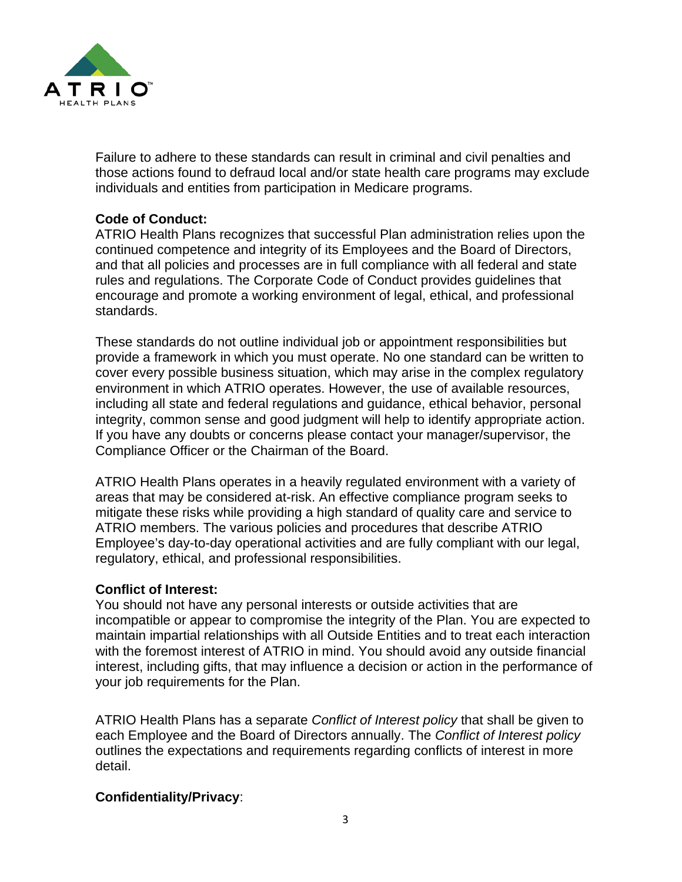Failure to adhere to these standards can result in criminal and civil penalties and those actions found to defraud local and/or state health care programs may exclude individuals and entities from participation in Medicare programs.

**Code of Conduct:**
ATRIO Health Plans recognizes that successful Plan administration relies upon the continued competence and integrity of its Employees and the Board of Directors, and that all policies and processes are in full compliance with all federal and state rules and regulations. The Corporate Code of Conduct provides guidelines that encourage and promote a working environment of legal, ethical, and professional standards.

These standards do not outline individual job or appointment responsibilities but provide a framework in which you must operate. No one standard can be written to cover every possible business situation, which may arise in the complex regulatory environment in which ATRIO operates. However, the use of available resources, including all state and federal regulations and guidance, ethical behavior, personal integrity, common sense and good judgment will help to identify appropriate action. If you have any doubts or concerns please contact your manager/supervisor, the Compliance Officer or the Chairman of the Board.

ATRIO Health Plans operates in a heavily regulated environment with a variety of areas that may be considered at-risk. An effective compliance program seeks to mitigate these risks while providing a high standard of quality care and service to ATRIO members. The various policies and procedures that describe ATRIO Employee's day-to-day operational activities and are fully compliant with our legal, regulatory, ethical, and professional responsibilities.

**Conflict of Interest:**
You should not have any personal interests or outside activities that are incompatible or appear to compromise the integrity of the Plan. You are expected to maintain impartial relationships with all Outside Entities and to treat each interaction with the foremost interest of ATRIO in mind. You should avoid any outside financial interest, including gifts, that may influence a decision or action in the performance of your job requirements for the Plan.

ATRIO Health Plans has a separate *Conflict of Interest policy* that shall be given to each Employee and the Board of Directors annually. The *Conflict of Interest policy* outlines the expectations and requirements regarding conflicts of interest in more detail.

**Confidentiality/Privacy**: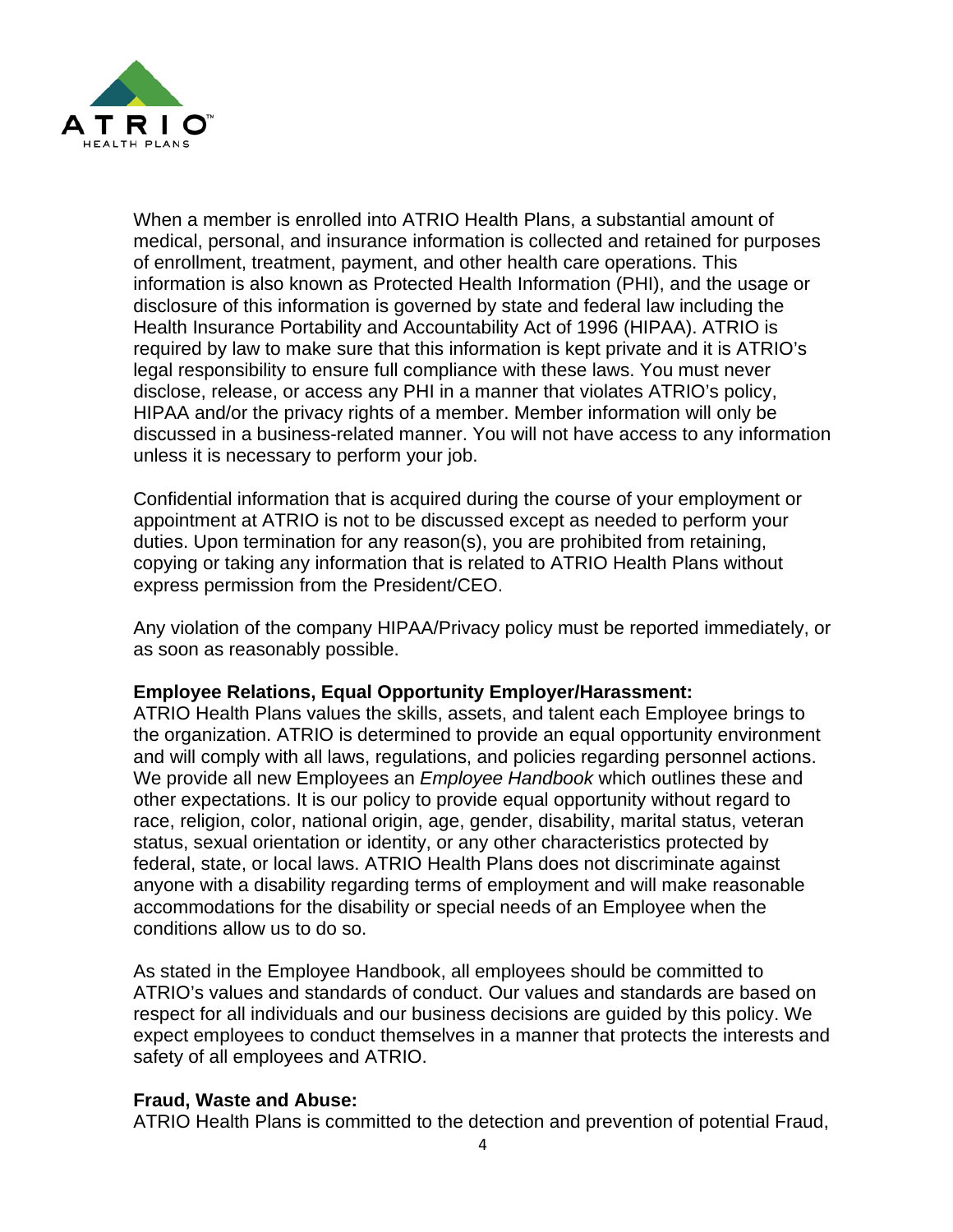When a member is enrolled into ATRIO Health Plans, a substantial amount of medical, personal, and insurance information is collected and retained for purposes of enrollment, treatment, payment, and other health care operations. This information is also known as Protected Health Information (PHI), and the usage or disclosure of this information is governed by state and federal law including the Health Insurance Portability and Accountability Act of 1996 (HIPAA). ATRIO is required by law to make sure that this information is kept private and it is ATRIO's legal responsibility to ensure full compliance with these laws. You must never disclose, release, or access any PHI in a manner that violates ATRIO's policy, HIPAA and/or the privacy rights of a member. Member information will only be discussed in a business-related manner. You will not have access to any information unless it is necessary to perform your job.

Confidential information that is acquired during the course of your employment or appointment at ATRIO is not to be discussed except as needed to perform your duties. Upon termination for any reason(s), you are prohibited from retaining, copying or taking any information that is related to ATRIO Health Plans without express permission from the President/CEO.

Any violation of the company HIPAA/Privacy policy must be reported immediately, or as soon as reasonably possible.

**Employee Relations, Equal Opportunity Employer/Harassment:**
ATRIO Health Plans values the skills, assets, and talent each Employee brings to the organization. ATRIO is determined to provide an equal opportunity environment and will comply with all laws, regulations, and policies regarding personnel actions. We provide all new Employees an *Employee Handbook* which outlines these and other expectations. It is our policy to provide equal opportunity without regard to race, religion, color, national origin, age, gender, disability, marital status, veteran status, sexual orientation or identity, or any other characteristics protected by federal, state, or local laws. ATRIO Health Plans does not discriminate against anyone with a disability regarding terms of employment and will make reasonable accommodations for the disability or special needs of an Employee when the conditions allow us to do so.

As stated in the Employee Handbook, all employees should be committed to ATRIO's values and standards of conduct. Our values and standards are based on respect for all individuals and our business decisions are guided by this policy. We expect employees to conduct themselves in a manner that protects the interests and safety of all employees and ATRIO.

**Fraud, Waste and Abuse:**
ATRIO Health Plans is committed to the detection and prevention of potential Fraud,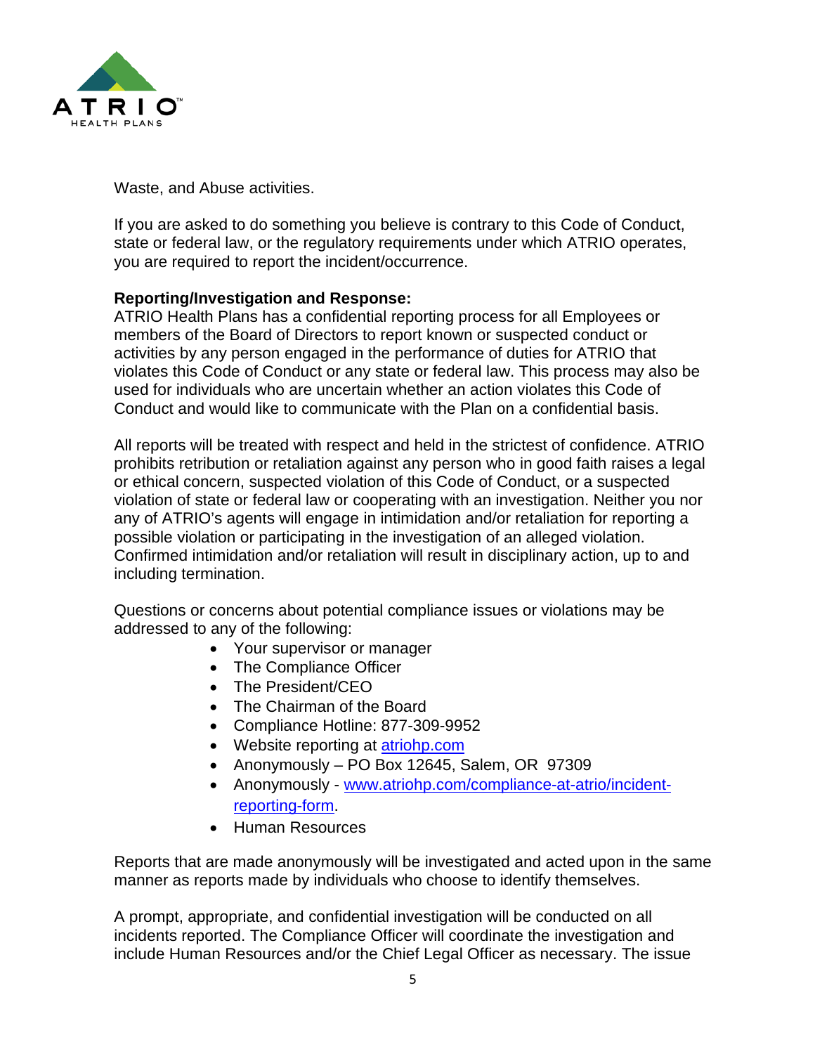Waste, and Abuse activities.

If you are asked to do something you believe is contrary to this Code of Conduct, state or federal law, or the regulatory requirements under which ATRIO operates, you are required to report the incident/occurrence.

**Reporting/Investigation and Response:**
ATRIO Health Plans has a confidential reporting process for all Employees or members of the Board of Directors to report known or suspected conduct or activities by any person engaged in the performance of duties for ATRIO that violates this Code of Conduct or any state or federal law. This process may also be used for individuals who are uncertain whether an action violates this Code of Conduct and would like to communicate with the Plan on a confidential basis.

All reports will be treated with respect and held in the strictest of confidence. ATRIO prohibits retribution or retaliation against any person who in good faith raises a legal or ethical concern, suspected violation of this Code of Conduct, or a suspected violation of state or federal law or cooperating with an investigation. Neither you nor any of ATRIO's agents will engage in intimidation and/or retaliation for reporting a possible violation or participating in the investigation of an alleged violation. Confirmed intimidation and/or retaliation will result in disciplinary action, up to and including termination.

Questions or concerns about potential compliance issues or violations may be addressed to any of the following:

- Your supervisor or manager
- The Compliance Officer
- The President/CEO
- The Chairman of the Board
- Compliance Hotline: 877-309-9952
- Website reporting at [atriohp.com](atriohp.com)
- Anonymously – PO Box 12645, Salem, OR 97309
- Anonymously - [www.atriohp.com/compliance-at-atrio/incident-reporting-form](www.atriohp.com/compliance-at-atrio/incident-reporting-form).
- Human Resources

Reports that are made anonymously will be investigated and acted upon in the same manner as reports made by individuals who choose to identify themselves.

A prompt, appropriate, and confidential investigation will be conducted on all incidents reported. The Compliance Officer will coordinate the investigation and include Human Resources and/or the Chief Legal Officer as necessary. The issue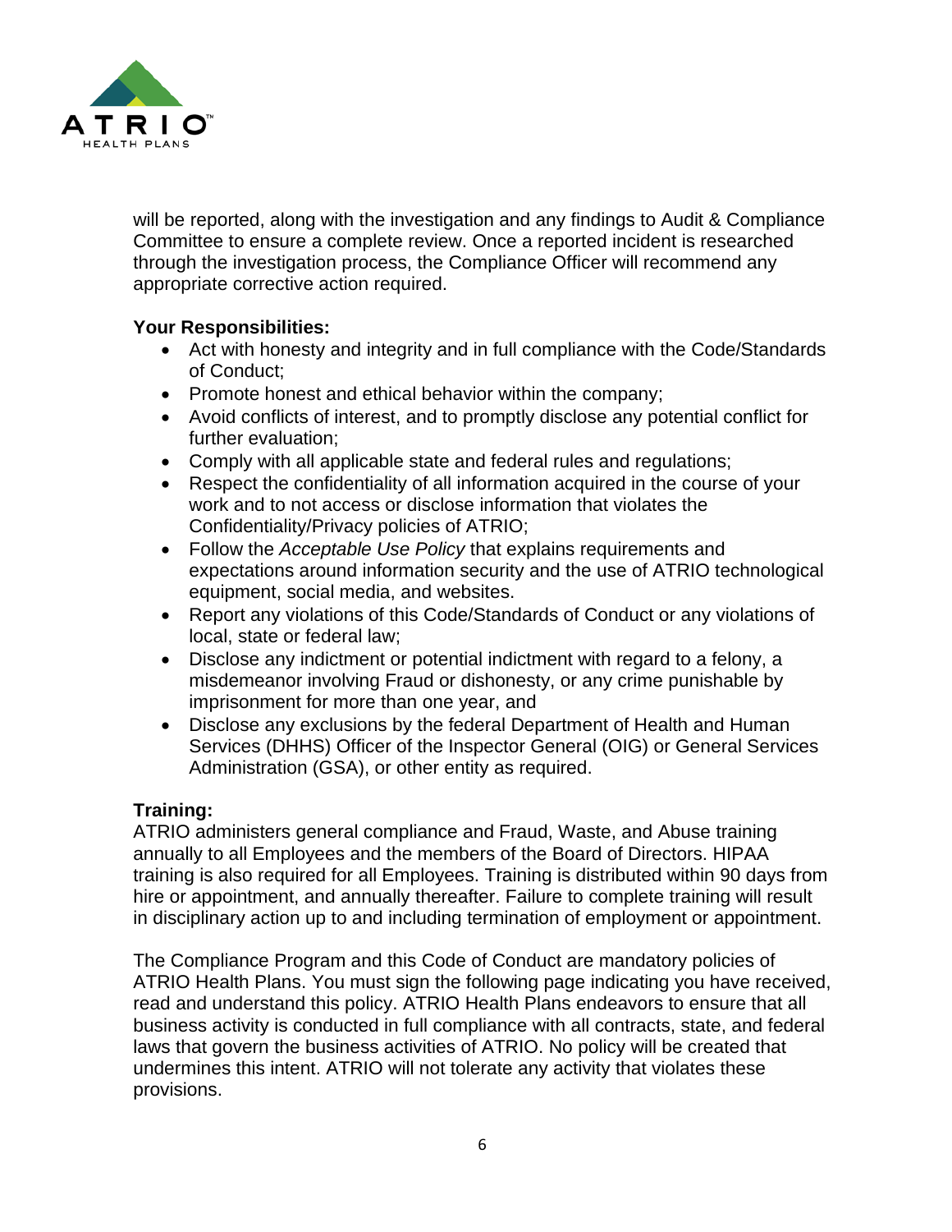will be reported, along with the investigation and any findings to Audit & Compliance Committee to ensure a complete review. Once a reported incident is researched through the investigation process, the Compliance Officer will recommend any appropriate corrective action required.

**Your Responsibilities:**

- Act with honesty and integrity and in full compliance with the Code/Standards of Conduct;
- Promote honest and ethical behavior within the company;
- Avoid conflicts of interest, and to promptly disclose any potential conflict for further evaluation;
- Comply with all applicable state and federal rules and regulations;
- Respect the confidentiality of all information acquired in the course of your work and to not access or disclose information that violates the Confidentiality/Privacy policies of ATRIO;
- Follow the *Acceptable Use Policy* that explains requirements and expectations around information security and the use of ATRIO technological equipment, social media, and websites.
- Report any violations of this Code/Standards of Conduct or any violations of local, state or federal law;
- Disclose any indictment or potential indictment with regard to a felony, a misdemeanor involving Fraud or dishonesty, or any crime punishable by imprisonment for more than one year, and
- Disclose any exclusions by the federal Department of Health and Human Services (DHHS) Officer of the Inspector General (OIG) or General Services Administration (GSA), or other entity as required.

**Training:**

ATRIO administers general compliance and Fraud, Waste, and Abuse training annually to all Employees and the members of the Board of Directors. HIPAA training is also required for all Employees. Training is distributed within 90 days from hire or appointment, and annually thereafter. Failure to complete training will result in disciplinary action up to and including termination of employment or appointment.

The Compliance Program and this Code of Conduct are mandatory policies of ATRIO Health Plans. You must sign the following page indicating you have received, read and understand this policy. ATRIO Health Plans endeavors to ensure that all business activity is conducted in full compliance with all contracts, state, and federal laws that govern the business activities of ATRIO. No policy will be created that undermines this intent. ATRIO will not tolerate any activity that violates these provisions.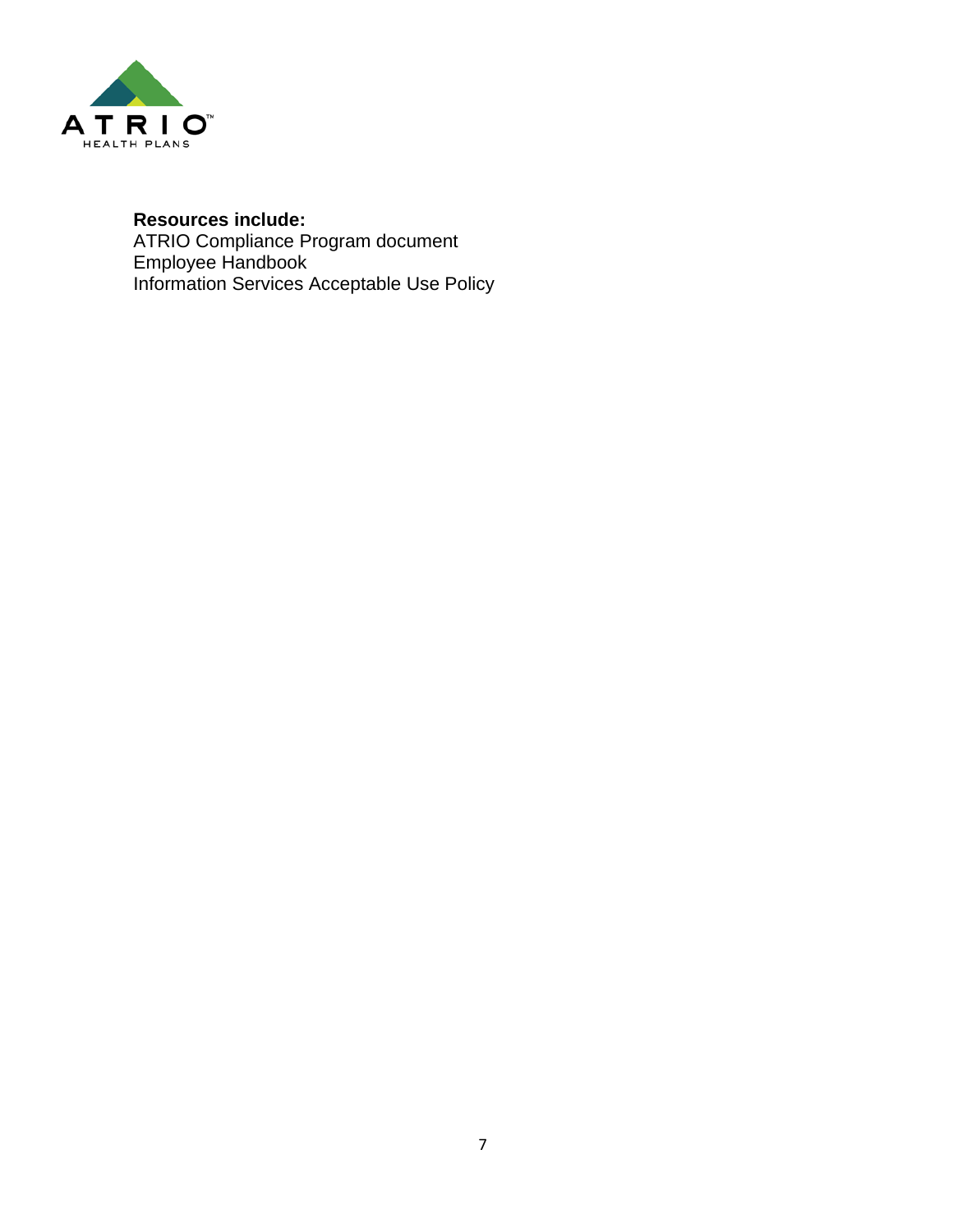**Resources include:**
ATRIO Compliance Program document
Employee Handbook
Information Services Acceptable Use Policy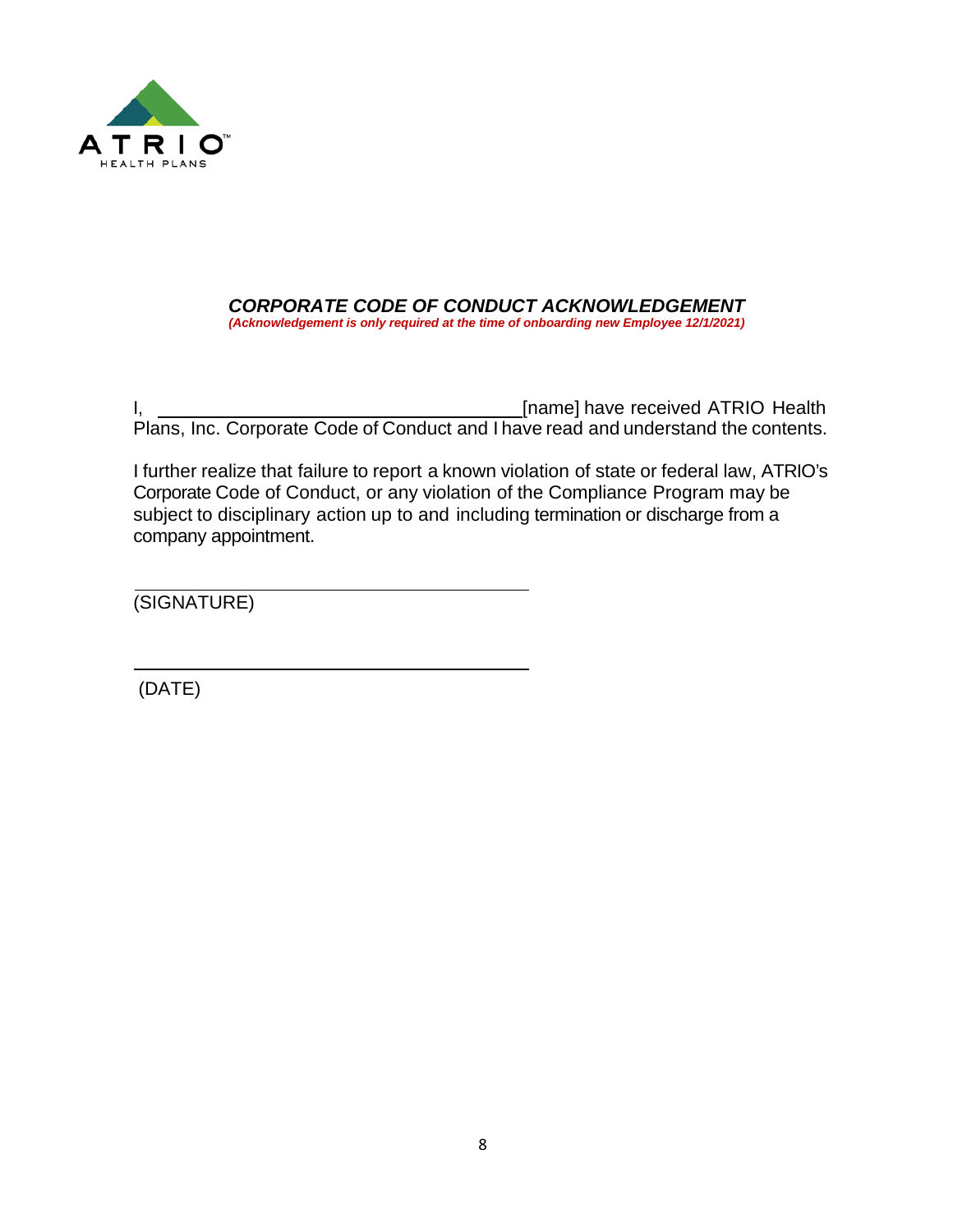## ***CORPORATE CODE OF CONDUCT ACKNOWLEDGEMENT***

***(Acknowledgement is only required at the time of onboarding new Employee 12/1/2021)***

I, ___________________________________[name] have received ATRIO Health Plans, Inc. Corporate Code of Conduct and I have read and understand the contents.

I further realize that failure to report a known violation of state or federal law, ATRIO's Corporate Code of Conduct, or any violation of the Compliance Program may be subject to disciplinary action up to and including termination or discharge from a company appointment.

___________________________________

(SIGNATURE)

___________________________________

(DATE)